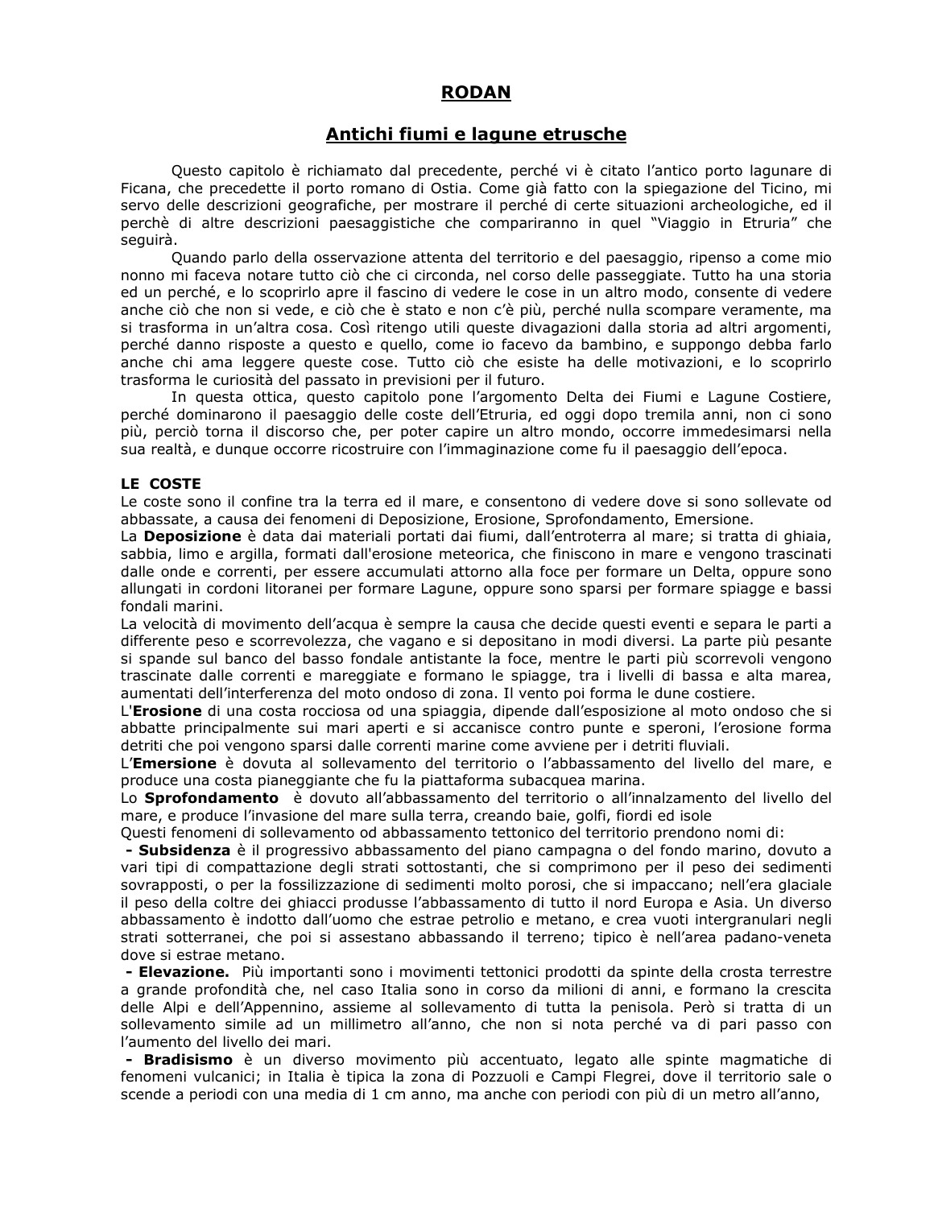# RODAN

## Antichi fiumi e lagune etrusche

Questo capitolo è richiamato dal precedente, perché vi è citato l'antico porto lagunare di Ficana, che precedette il porto romano di Ostia. Come già fatto con la spiegazione del Ticino, mi servo delle descrizioni geografiche, per mostrare il perché di certe situazioni archeologiche, ed il perchè di altre descrizioni paesaggistiche che compariranno in quel "Viaggio in Etruria" che seguirà.

Quando parlo della osservazione attenta del territorio e del paesaggio, ripenso a come mio nonno mi faceva notare tutto ciò che ci circonda, nel corso delle passeggiate. Tutto ha una storia ed un perché, e lo scoprirlo apre il fascino di vedere le cose in un altro modo, consente di vedere anche ciò che non si vede, e ciò che è stato e non c'è più, perché nulla scompare veramente, ma si trasforma in un'altra cosa. Così ritengo utili queste divagazioni dalla storia ad altri argomenti, perché danno risposte a questo e quello, come io facevo da bambino, e suppongo debba farlo anche chi ama leggere queste cose. Tutto ciò che esiste ha delle motivazioni, e lo scoprirlo trasforma le curiosità del passato in previsioni per il futuro.

In questa ottica, questo capitolo pone l'argomento Delta dei Fiumi e Lagune Costiere, perché dominarono il paesaggio delle coste dell'Etruria, ed oggi dopo tremila anni, non ci sono più, perciò torna il discorso che, per poter capire un altro mondo, occorre immedesimarsi nella sua realtà, e dunque occorre ricostruire con l'immaginazione come fu il paesaggio dell'epoca.

**LE COSTE**

Le coste sono il confine tra la terra ed il mare, e consentono di vedere dove si sono sollevate od abbassate, a causa dei fenomeni di Deposizione, Erosione, Sprofondamento, Emersione.

La **Deposizione** è data dai materiali portati dai fiumi, dall'entroterra al mare; si tratta di ghiaia, sabbia, limo e argilla, formati dall'erosione meteorica, che finiscono in mare e vengono trascinati dalle onde e correnti, per essere accumulati attorno alla foce per formare un Delta, oppure sono allungati in cordoni litoranei per formare Lagune, oppure sono sparsi per formare spiagge e bassi fondali marini.

La velocità di movimento dell'acqua è sempre la causa che decide questi eventi e separa le parti a differente peso e scorrevolezza, che vagano e si depositano in modi diversi. La parte più pesante si spande sul banco del basso fondale antistante la foce, mentre le parti più scorrevoli vengono trascinate dalle correnti e mareggiate e formano le spiagge, tra i livelli di bassa e alta marea, aumentati dell'interferenza del moto ondoso di zona. Il vento poi forma le dune costiere.

L'**Erosione** di una costa rocciosa od una spiaggia, dipende dall'esposizione al moto ondoso che si abbatte principalmente sui mari aperti e si accanisce contro punte e speroni, l'erosione forma detriti che poi vengono sparsi dalle correnti marine come avviene per i detriti fluviali.

L'**Emersione** è dovuta al sollevamento del territorio o l'abbassamento del livello del mare, e produce una costa pianeggiante che fu la piattaforma subacquea marina.

Lo **Sprofondamento** è dovuto all'abbassamento del territorio o all'innalzamento del livello del mare, e produce l'invasione del mare sulla terra, creando baie, golfi, fiordi ed isole

Questi fenomeni di sollevamento od abbassamento tettonico del territorio prendono nomi di:

- **Subsidenza** è il progressivo abbassamento del piano campagna o del fondo marino, dovuto a vari tipi di compattazione degli strati sottostanti, che si comprimono per il peso dei sedimenti sovrapposti, o per la fossilizzazione di sedimenti molto porosi, che si impaccano; nell'era glaciale il peso della coltre dei ghiacci produsse l'abbassamento di tutto il nord Europa e Asia. Un diverso abbassamento è indotto dall'uomo che estrae petrolio e metano, e crea vuoti intergranulari negli strati sotterranei, che poi si assestano abbassando il terreno; tipico è nell'area padano-veneta dove si estrae metano.
- **Elevazione.** Più importanti sono i movimenti tettonici prodotti da spinte della crosta terrestre a grande profondità che, nel caso Italia sono in corso da milioni di anni, e formano la crescita delle Alpi e dell'Appennino, assieme al sollevamento di tutta la penisola. Però si tratta di un sollevamento simile ad un millimetro all'anno, che non si nota perché va di pari passo con l'aumento del livello dei mari.
- **Bradisismo** è un diverso movimento più accentuato, legato alle spinte magmatiche di fenomeni vulcanici; in Italia è tipica la zona di Pozzuoli e Campi Flegrei, dove il territorio sale o scende a periodi con una media di 1 cm anno, ma anche con periodi con più di un metro all'anno,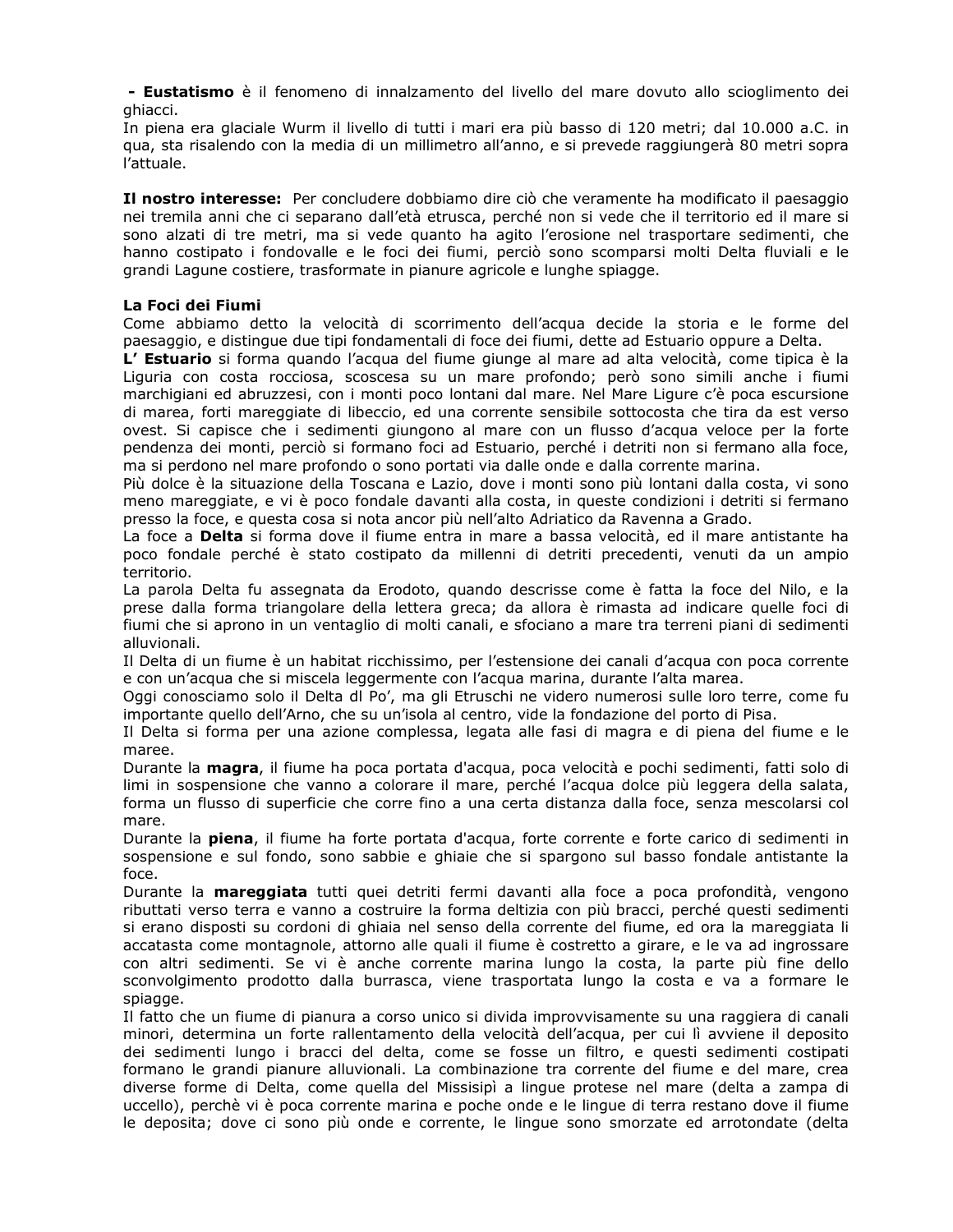**- Eustatismo** è il fenomeno di innalzamento del livello del mare dovuto allo scioglimento dei ghiacci.
In piena era glaciale Wurm il livello di tutti i mari era più basso di 120 metri; dal 10.000 a.C. in qua, sta risalendo con la media di un millimetro all'anno, e si prevede raggiungerà 80 metri sopra l'attuale.

**Il nostro interesse:** Per concludere dobbiamo dire ciò che veramente ha modificato il paesaggio nei tremila anni che ci separano dall'età etrusca, perché non si vede che il territorio ed il mare si sono alzati di tre metri, ma si vede quanto ha agito l'erosione nel trasportare sedimenti, che hanno costipato i fondovalle e le foci dei fiumi, perciò sono scomparsi molti Delta fluviali e le grandi Lagune costiere, trasformate in pianure agricole e lunghe spiagge.

**La Foci dei Fiumi**
Come abbiamo detto la velocità di scorrimento dell'acqua decide la storia e le forme del paesaggio, e distingue due tipi fondamentali di foce dei fiumi, dette ad Estuario oppure a Delta.
**L' Estuario** si forma quando l'acqua del fiume giunge al mare ad alta velocità, come tipica è la Liguria con costa rocciosa, scoscesa su un mare profondo; però sono simili anche i fiumi marchigiani ed abruzzesi, con i monti poco lontani dal mare. Nel Mare Ligure c'è poca escursione di marea, forti mareggiate di libeccio, ed una corrente sensibile sottocosta che tira da est verso ovest. Si capisce che i sedimenti giungono al mare con un flusso d'acqua veloce per la forte pendenza dei monti, perciò si formano foci ad Estuario, perché i detriti non si fermano alla foce, ma si perdono nel mare profondo o sono portati via dalle onde e dalla corrente marina.
Più dolce è la situazione della Toscana e Lazio, dove i monti sono più lontani dalla costa, vi sono meno mareggiate, e vi è poco fondale davanti alla costa, in queste condizioni i detriti si fermano presso la foce, e questa cosa si nota ancor più nell'alto Adriatico da Ravenna a Grado.
La foce a **Delta** si forma dove il fiume entra in mare a bassa velocità, ed il mare antistante ha poco fondale perché è stato costipato da millenni di detriti precedenti, venuti da un ampio territorio.
La parola Delta fu assegnata da Erodoto, quando descrisse come è fatta la foce del Nilo, e la prese dalla forma triangolare della lettera greca; da allora è rimasta ad indicare quelle foci di fiumi che si aprono in un ventaglio di molti canali, e sfociano a mare tra terreni piani di sedimenti alluvionali.
Il Delta di un fiume è un habitat ricchissimo, per l'estensione dei canali d'acqua con poca corrente e con un'acqua che si miscela leggermente con l'acqua marina, durante l'alta marea.
Oggi conosciamo solo il Delta dl Po', ma gli Etruschi ne videro numerosi sulle loro terre, come fu importante quello dell'Arno, che su un'isola al centro, vide la fondazione del porto di Pisa.
Il Delta si forma per una azione complessa, legata alle fasi di magra e di piena del fiume e le maree.
Durante la **magra**, il fiume ha poca portata d'acqua, poca velocità e pochi sedimenti, fatti solo di limi in sospensione che vanno a colorare il mare, perché l'acqua dolce più leggera della salata, forma un flusso di superficie che corre fino a una certa distanza dalla foce, senza mescolarsi col mare.
Durante la **piena**, il fiume ha forte portata d'acqua, forte corrente e forte carico di sedimenti in sospensione e sul fondo, sono sabbie e ghiaie che si spargono sul basso fondale antistante la foce.
Durante la **mareggiata** tutti quei detriti fermi davanti alla foce a poca profondità, vengono ributtati verso terra e vanno a costruire la forma deltizia con più bracci, perché questi sedimenti si erano disposti su cordoni di ghiaia nel senso della corrente del fiume, ed ora la mareggiata li accatasta come montagnole, attorno alle quali il fiume è costretto a girare, e le va ad ingrossare con altri sedimenti. Se vi è anche corrente marina lungo la costa, la parte più fine dello sconvolgimento prodotto dalla burrasca, viene trasportata lungo la costa e va a formare le spiagge.
Il fatto che un fiume di pianura a corso unico si divida improvvisamente su una raggiera di canali minori, determina un forte rallentamento della velocità dell'acqua, per cui lì avviene il deposito dei sedimenti lungo i bracci del delta, come se fosse un filtro, e questi sedimenti costipati formano le grandi pianure alluvionali. La combinazione tra corrente del fiume e del mare, crea diverse forme di Delta, come quella del Missisipì a lingue protese nel mare (delta a zampa di uccello), perchè vi è poca corrente marina e poche onde e le lingue di terra restano dove il fiume le deposita; dove ci sono più onde e corrente, le lingue sono smorzate ed arrotondate (delta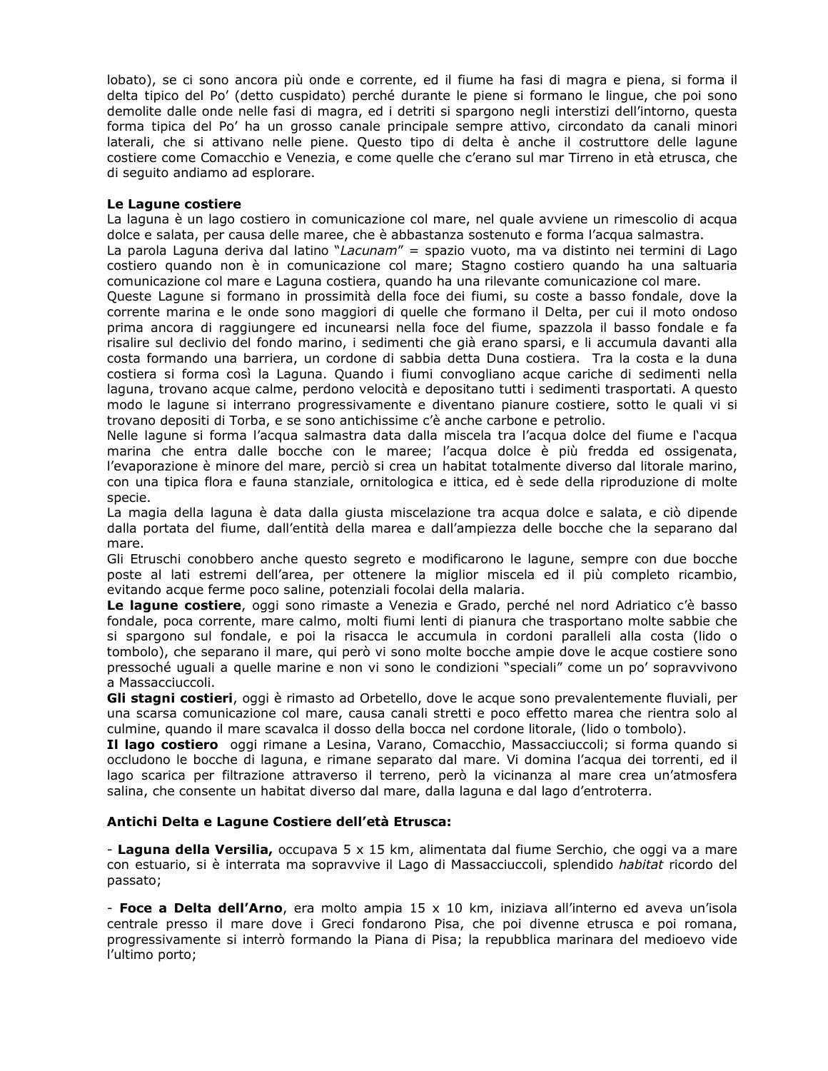lobato), se ci sono ancora più onde e corrente, ed il fiume ha fasi di magra e piena, si forma il delta tipico del Po' (detto cuspidato) perché durante le piene si formano le lingue, che poi sono demolite dalle onde nelle fasi di magra, ed i detriti si spargono negli interstizi dell'intorno, questa forma tipica del Po' ha un grosso canale principale sempre attivo, circondato da canali minori laterali, che si attivano nelle piene. Questo tipo di delta è anche il costruttore delle lagune costiere come Comacchio e Venezia, e come quelle che c'erano sul mar Tirreno in età etrusca, che di seguito andiamo ad esplorare.

**Le Lagune costiere**

La laguna è un lago costiero in comunicazione col mare, nel quale avviene un rimescolio di acqua dolce e salata, per causa delle maree, che è abbastanza sostenuto e forma l'acqua salmastra.

La parola Laguna deriva dal latino "*Lacunam*" = spazio vuoto, ma va distinto nei termini di Lago costiero quando non è in comunicazione col mare; Stagno costiero quando ha una saltuaria comunicazione col mare e Laguna costiera, quando ha una rilevante comunicazione col mare.

Queste Lagune si formano in prossimità della foce dei fiumi, su coste a basso fondale, dove la corrente marina e le onde sono maggiori di quelle che formano il Delta, per cui il moto ondoso prima ancora di raggiungere ed incunearsi nella foce del fiume, spazzola il basso fondale e fa risalire sul declivio del fondo marino, i sedimenti che già erano sparsi, e li accumula davanti alla costa formando una barriera, un cordone di sabbia detta Duna costiera. Tra la costa e la duna costiera si forma così la Laguna. Quando i fiumi convogliano acque cariche di sedimenti nella laguna, trovano acque calme, perdono velocità e depositano tutti i sedimenti trasportati. A questo modo le lagune si interrano progressivamente e diventano pianure costiere, sotto le quali vi si trovano depositi di Torba, e se sono antichissime c'è anche carbone e petrolio.

Nelle lagune si forma l'acqua salmastra data dalla miscela tra l'acqua dolce del fiume e l'acqua marina che entra dalle bocche con le maree; l'acqua dolce è più fredda ed ossigenata, l'evaporazione è minore del mare, perciò si crea un habitat totalmente diverso dal litorale marino, con una tipica flora e fauna stanziale, ornitologica e ittica, ed è sede della riproduzione di molte specie.

La magia della laguna è data dalla giusta miscelazione tra acqua dolce e salata, e ciò dipende dalla portata del fiume, dall'entità della marea e dall'ampiezza delle bocche che la separano dal mare.

Gli Etruschi conobbero anche questo segreto e modificarono le lagune, sempre con due bocche poste al lati estremi dell'area, per ottenere la miglior miscela ed il più completo ricambio, evitando acque ferme poco saline, potenziali focolai della malaria.

**Le lagune costiere**, oggi sono rimaste a Venezia e Grado, perché nel nord Adriatico c'è basso fondale, poca corrente, mare calmo, molti fiumi lenti di pianura che trasportano molte sabbie che si spargono sul fondale, e poi la risacca le accumula in cordoni paralleli alla costa (lido o tombolo), che separano il mare, qui però vi sono molte bocche ampie dove le acque costiere sono pressoché uguali a quelle marine e non vi sono le condizioni "speciali" come un po' sopravvivono a Massacciuccoli.

**Gli stagni costieri**, oggi è rimasto ad Orbetello, dove le acque sono prevalentemente fluviali, per una scarsa comunicazione col mare, causa canali stretti e poco effetto marea che rientra solo al culmine, quando il mare scavalca il dosso della bocca nel cordone litorale, (lido o tombolo).

**Il lago costiero** oggi rimane a Lesina, Varano, Comacchio, Massacciuccoli; si forma quando si occludono le bocche di laguna, e rimane separato dal mare. Vi domina l'acqua dei torrenti, ed il lago scarica per filtrazione attraverso il terreno, però la vicinanza al mare crea un'atmosfera salina, che consente un habitat diverso dal mare, dalla laguna e dal lago d'entroterra.

**Antichi Delta e Lagune Costiere dell'età Etrusca:**

- **Laguna della Versilia,** occupava 5 x 15 km, alimentata dal fiume Serchio, che oggi va a mare con estuario, si è interrata ma sopravvive il Lago di Massacciuccoli, splendido *habitat* ricordo del passato;

- **Foce a Delta dell'Arno**, era molto ampia 15 x 10 km, iniziava all'interno ed aveva un'isola centrale presso il mare dove i Greci fondarono Pisa, che poi divenne etrusca e poi romana, progressivamente si interrò formando la Piana di Pisa; la repubblica marinara del medioevo vide l'ultimo porto;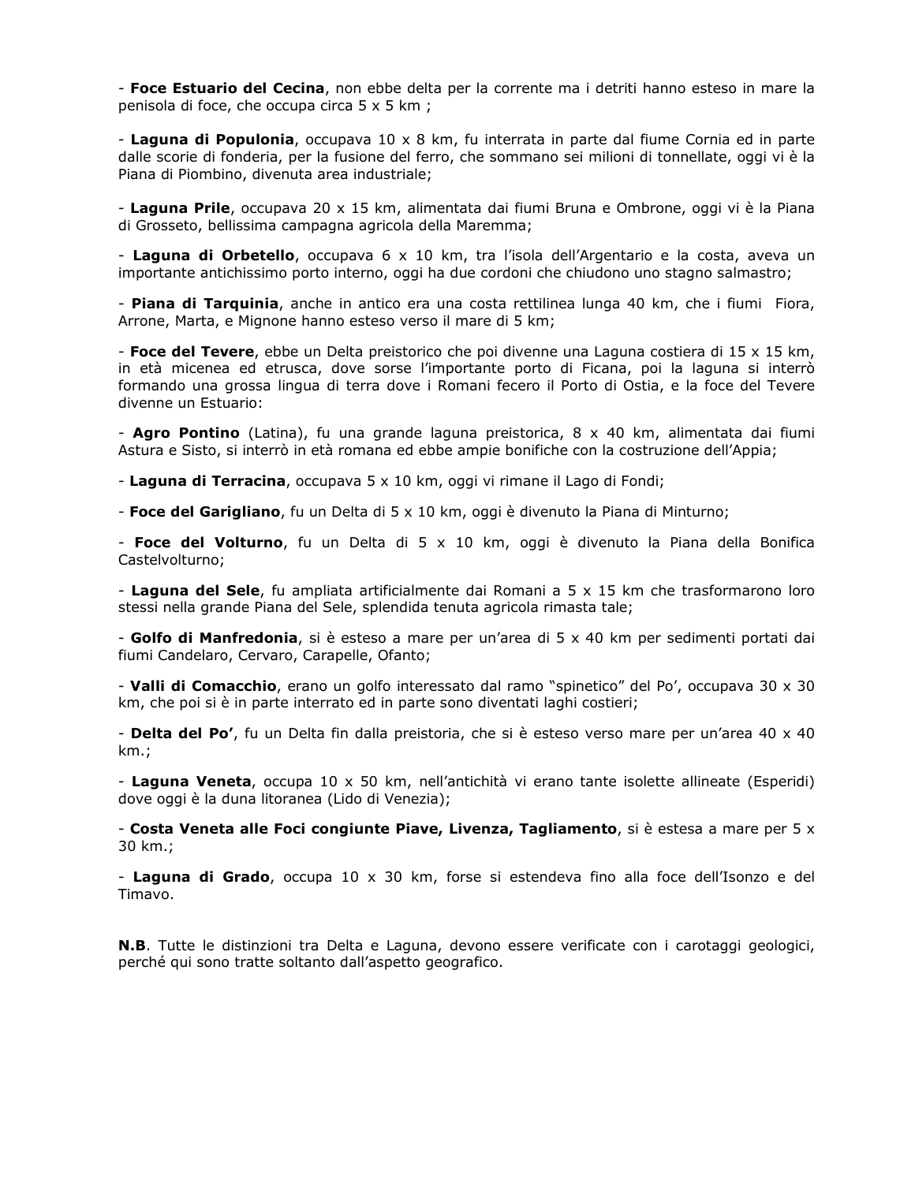- **Foce Estuario del Cecina**, non ebbe delta per la corrente ma i detriti hanno esteso in mare la penisola di foce, che occupa circa 5 x 5 km ;

- **Laguna di Populonia**, occupava 10 x 8 km, fu interrata in parte dal fiume Cornia ed in parte dalle scorie di fonderia, per la fusione del ferro, che sommano sei milioni di tonnellate, oggi vi è la Piana di Piombino, divenuta area industriale;

- **Laguna Prile**, occupava 20 x 15 km, alimentata dai fiumi Bruna e Ombrone, oggi vi è la Piana di Grosseto, bellissima campagna agricola della Maremma;

- **Laguna di Orbetello**, occupava 6 x 10 km, tra l'isola dell'Argentario e la costa, aveva un importante antichissimo porto interno, oggi ha due cordoni che chiudono uno stagno salmastro;

- **Piana di Tarquinia**, anche in antico era una costa rettilinea lunga 40 km, che i fiumi Fiora, Arrone, Marta, e Mignone hanno esteso verso il mare di 5 km;

- **Foce del Tevere**, ebbe un Delta preistorico che poi divenne una Laguna costiera di 15 x 15 km, in età micenea ed etrusca, dove sorse l'importante porto di Ficana, poi la laguna si interrò formando una grossa lingua di terra dove i Romani fecero il Porto di Ostia, e la foce del Tevere divenne un Estuario:

- **Agro Pontino** (Latina), fu una grande laguna preistorica, 8 x 40 km, alimentata dai fiumi Astura e Sisto, si interrò in età romana ed ebbe ampie bonifiche con la costruzione dell'Appia;

- **Laguna di Terracina**, occupava 5 x 10 km, oggi vi rimane il Lago di Fondi;

- **Foce del Garigliano**, fu un Delta di 5 x 10 km, oggi è divenuto la Piana di Minturno;

- **Foce del Volturno**, fu un Delta di 5 x 10 km, oggi è divenuto la Piana della Bonifica Castelvolturno;

- **Laguna del Sele**, fu ampliata artificialmente dai Romani a 5 x 15 km che trasformarono loro stessi nella grande Piana del Sele, splendida tenuta agricola rimasta tale;

- **Golfo di Manfredonia**, si è esteso a mare per un'area di 5 x 40 km per sedimenti portati dai fiumi Candelaro, Cervaro, Carapelle, Ofanto;

- **Valli di Comacchio**, erano un golfo interessato dal ramo "spinetico" del Po', occupava 30 x 30 km, che poi si è in parte interrato ed in parte sono diventati laghi costieri;

- **Delta del Po'**, fu un Delta fin dalla preistoria, che si è esteso verso mare per un'area 40 x 40 km.;

- **Laguna Veneta**, occupa 10 x 50 km, nell'antichità vi erano tante isolette allineate (Esperidi) dove oggi è la duna litoranea (Lido di Venezia);

- **Costa Veneta alle Foci congiunte Piave, Livenza, Tagliamento**, si è estesa a mare per 5 x 30 km.;

- **Laguna di Grado**, occupa 10 x 30 km, forse si estendeva fino alla foce dell'Isonzo e del Timavo.

**N.B**. Tutte le distinzioni tra Delta e Laguna, devono essere verificate con i carotaggi geologici, perché qui sono tratte soltanto dall'aspetto geografico.